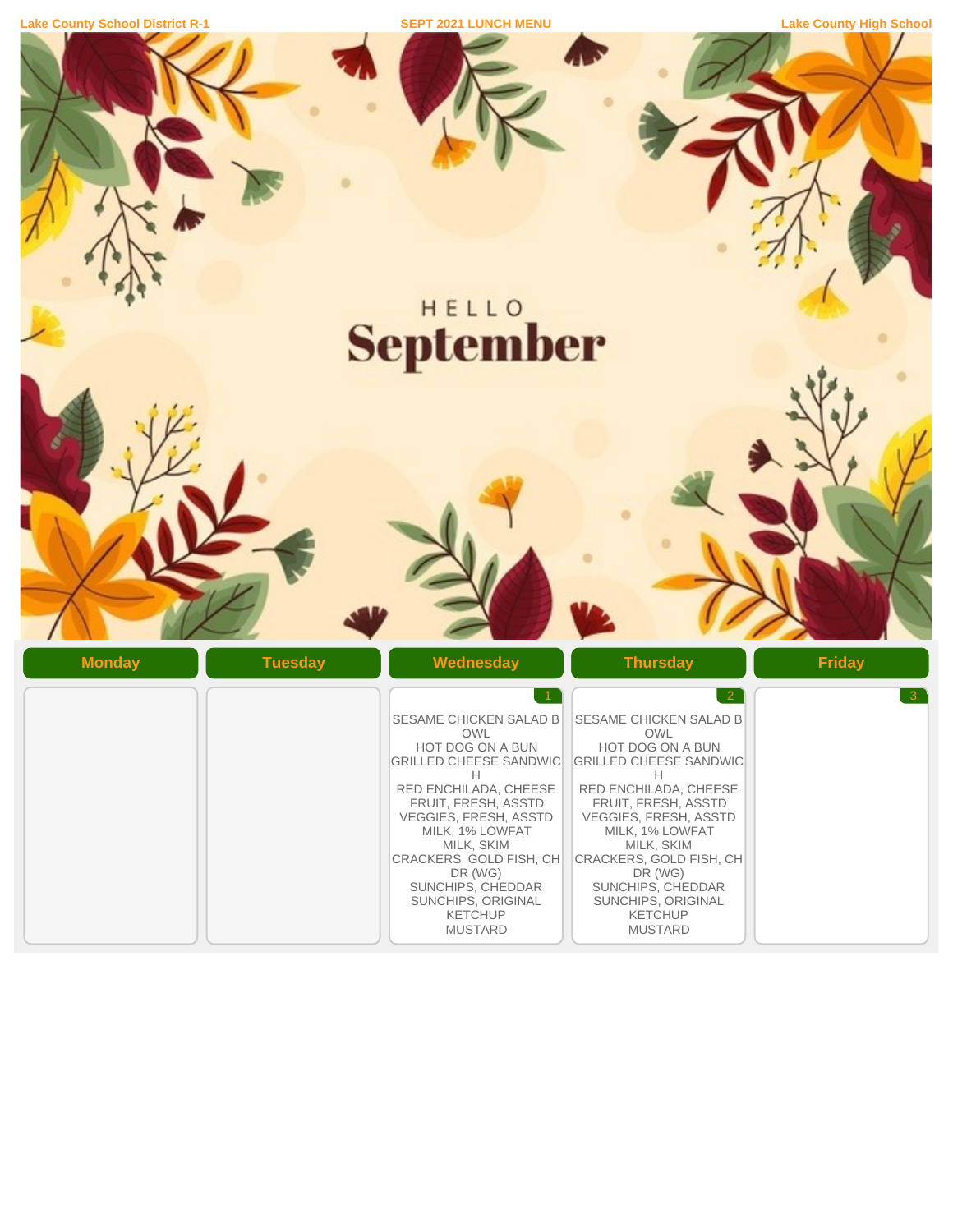Lake County School District R-1 | SEPT 2021 LUNCH MENU | Lake County High School

HELLO
# September

| Monday | Tuesday | Wednesday | Thursday | Friday |
|---|---|---|---|---|
| | | 1<br>SESAME CHICKEN SALAD BOWL<br>HOT DOG ON A BUN<br>GRILLED CHEESE SANDWICH<br>RED ENCHILADA, CHEESE<br>FRUIT, FRESH, ASSTD<br>VEGGIES, FRESH, ASSTD<br>MILK, 1% LOWFAT<br>MILK, SKIM<br>CRACKERS, GOLD FISH, CHDR (WG)<br>SUNCHIPS, CHEDDAR<br>SUNCHIPS, ORIGINAL<br>KETCHUP<br>MUSTARD | 2<br>SESAME CHICKEN SALAD BOWL<br>HOT DOG ON A BUN<br>GRILLED CHEESE SANDWICH<br>RED ENCHILADA, CHEESE<br>FRUIT, FRESH, ASSTD<br>VEGGIES, FRESH, ASSTD<br>MILK, 1% LOWFAT<br>MILK, SKIM<br>CRACKERS, GOLD FISH, CHDR (WG)<br>SUNCHIPS, CHEDDAR<br>SUNCHIPS, ORIGINAL<br>KETCHUP<br>MUSTARD | 3 |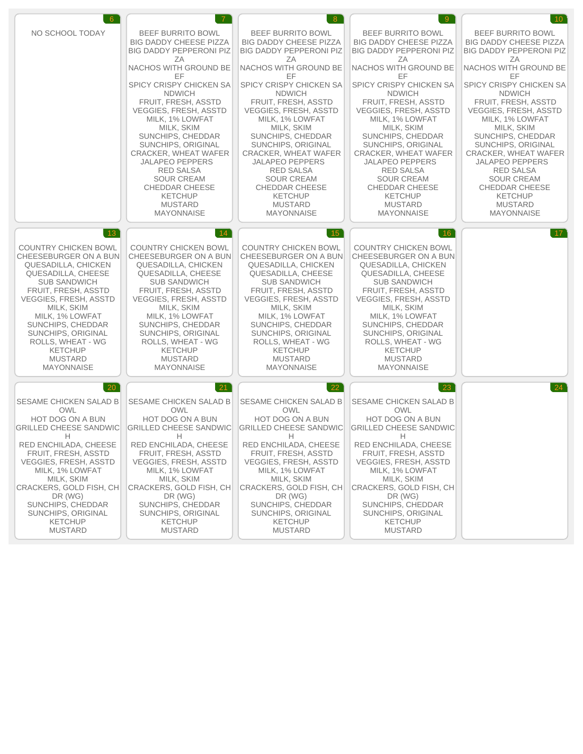| 6 | 7 | 8 | 9 | 10 |
| --- | --- | --- | --- | --- |
| NO SCHOOL TODAY | BEEF BURRITO BOWL<br>BIG DADDY CHEESE PIZZA<br>BIG DADDY PEPPERONI PIZZA<br>NACHOS WITH GROUND BEEF<br>SPICY CRISPY CHICKEN SANDWICH<br>FRUIT, FRESH, ASSTD<br>VEGGIES, FRESH, ASSTD<br>MILK, 1% LOWFAT<br>MILK, SKIM<br>SUNCHIPS, CHEDDAR<br>SUNCHIPS, ORIGINAL<br>CRACKER, WHEAT WAFER<br>JALAPEO PEPPERS<br>RED SALSA<br>SOUR CREAM<br>CHEDDAR CHEESE<br>KETCHUP<br>MUSTARD<br>MAYONNAISE | BEEF BURRITO BOWL<br>BIG DADDY CHEESE PIZZA<br>BIG DADDY PEPPERONI PIZZA<br>NACHOS WITH GROUND BEEF<br>SPICY CRISPY CHICKEN SANDWICH<br>FRUIT, FRESH, ASSTD<br>VEGGIES, FRESH, ASSTD<br>MILK, 1% LOWFAT<br>MILK, SKIM<br>SUNCHIPS, CHEDDAR<br>SUNCHIPS, ORIGINAL<br>CRACKER, WHEAT WAFER<br>JALAPEO PEPPERS<br>RED SALSA<br>SOUR CREAM<br>CHEDDAR CHEESE<br>KETCHUP<br>MUSTARD<br>MAYONNAISE | BEEF BURRITO BOWL<br>BIG DADDY CHEESE PIZZA<br>BIG DADDY PEPPERONI PIZZA<br>NACHOS WITH GROUND BEEF<br>SPICY CRISPY CHICKEN SANDWICH<br>FRUIT, FRESH, ASSTD<br>VEGGIES, FRESH, ASSTD<br>MILK, 1% LOWFAT<br>MILK, SKIM<br>SUNCHIPS, CHEDDAR<br>SUNCHIPS, ORIGINAL<br>CRACKER, WHEAT WAFER<br>JALAPEO PEPPERS<br>RED SALSA<br>SOUR CREAM<br>CHEDDAR CHEESE<br>KETCHUP<br>MUSTARD<br>MAYONNAISE | BEEF BURRITO BOWL<br>BIG DADDY CHEESE PIZZA<br>BIG DADDY PEPPERONI PIZZA<br>NACHOS WITH GROUND BEEF<br>SPICY CRISPY CHICKEN SANDWICH<br>FRUIT, FRESH, ASSTD<br>VEGGIES, FRESH, ASSTD<br>MILK, 1% LOWFAT<br>MILK, SKIM<br>SUNCHIPS, CHEDDAR<br>SUNCHIPS, ORIGINAL<br>CRACKER, WHEAT WAFER<br>JALAPEO PEPPERS<br>RED SALSA<br>SOUR CREAM<br>CHEDDAR CHEESE<br>KETCHUP<br>MUSTARD<br>MAYONNAISE |
| **13** | **14** | **15** | **16** | **17** |
| COUNTRY CHICKEN BOWL<br>CHEESEBURGER ON A BUN<br>QUESADILLA, CHICKEN<br>QUESADILLA, CHEESE<br>SUB SANDWICH<br>FRUIT, FRESH, ASSTD<br>VEGGIES, FRESH, ASSTD<br>MILK, SKIM<br>MILK, 1% LOWFAT<br>SUNCHIPS, CHEDDAR<br>SUNCHIPS, ORIGINAL<br>ROLLS, WHEAT - WG<br>KETCHUP<br>MUSTARD<br>MAYONNAISE | COUNTRY CHICKEN BOWL<br>CHEESEBURGER ON A BUN<br>QUESADILLA, CHICKEN<br>QUESADILLA, CHEESE<br>SUB SANDWICH<br>FRUIT, FRESH, ASSTD<br>VEGGIES, FRESH, ASSTD<br>MILK, SKIM<br>MILK, 1% LOWFAT<br>SUNCHIPS, CHEDDAR<br>SUNCHIPS, ORIGINAL<br>ROLLS, WHEAT - WG<br>KETCHUP<br>MUSTARD<br>MAYONNAISE | COUNTRY CHICKEN BOWL<br>CHEESEBURGER ON A BUN<br>QUESADILLA, CHICKEN<br>QUESADILLA, CHEESE<br>SUB SANDWICH<br>FRUIT, FRESH, ASSTD<br>VEGGIES, FRESH, ASSTD<br>MILK, SKIM<br>MILK, 1% LOWFAT<br>SUNCHIPS, CHEDDAR<br>SUNCHIPS, ORIGINAL<br>ROLLS, WHEAT - WG<br>KETCHUP<br>MUSTARD<br>MAYONNAISE | COUNTRY CHICKEN BOWL<br>CHEESEBURGER ON A BUN<br>QUESADILLA, CHICKEN<br>QUESADILLA, CHEESE<br>SUB SANDWICH<br>FRUIT, FRESH, ASSTD<br>VEGGIES, FRESH, ASSTD<br>MILK, SKIM<br>MILK, 1% LOWFAT<br>SUNCHIPS, CHEDDAR<br>SUNCHIPS, ORIGINAL<br>ROLLS, WHEAT - WG<br>KETCHUP<br>MUSTARD<br>MAYONNAISE | |
| **20** | **21** | **22** | **23** | **24** |
| SESAME CHICKEN SALAD BOWL<br>HOT DOG ON A BUN<br>GRILLED CHEESE SANDWICH<br>RED ENCHILADA, CHEESE<br>FRUIT, FRESH, ASSTD<br>VEGGIES, FRESH, ASSTD<br>MILK, 1% LOWFAT<br>MILK, SKIM<br>CRACKERS, GOLD FISH, CHDR (WG)<br>SUNCHIPS, CHEDDAR<br>SUNCHIPS, ORIGINAL<br>KETCHUP<br>MUSTARD | SESAME CHICKEN SALAD BOWL<br>HOT DOG ON A BUN<br>GRILLED CHEESE SANDWICH<br>RED ENCHILADA, CHEESE<br>FRUIT, FRESH, ASSTD<br>VEGGIES, FRESH, ASSTD<br>MILK, 1% LOWFAT<br>MILK, SKIM<br>CRACKERS, GOLD FISH, CHDR (WG)<br>SUNCHIPS, CHEDDAR<br>SUNCHIPS, ORIGINAL<br>KETCHUP<br>MUSTARD | SESAME CHICKEN SALAD BOWL<br>HOT DOG ON A BUN<br>GRILLED CHEESE SANDWICH<br>RED ENCHILADA, CHEESE<br>FRUIT, FRESH, ASSTD<br>VEGGIES, FRESH, ASSTD<br>MILK, 1% LOWFAT<br>MILK, SKIM<br>CRACKERS, GOLD FISH, CHDR (WG)<br>SUNCHIPS, CHEDDAR<br>SUNCHIPS, ORIGINAL<br>KETCHUP<br>MUSTARD | SESAME CHICKEN SALAD BOWL<br>HOT DOG ON A BUN<br>GRILLED CHEESE SANDWICH<br>RED ENCHILADA, CHEESE<br>FRUIT, FRESH, ASSTD<br>VEGGIES, FRESH, ASSTD<br>MILK, 1% LOWFAT<br>MILK, SKIM<br>CRACKERS, GOLD FISH, CHDR (WG)<br>SUNCHIPS, CHEDDAR<br>SUNCHIPS, ORIGINAL<br>KETCHUP<br>MUSTARD | |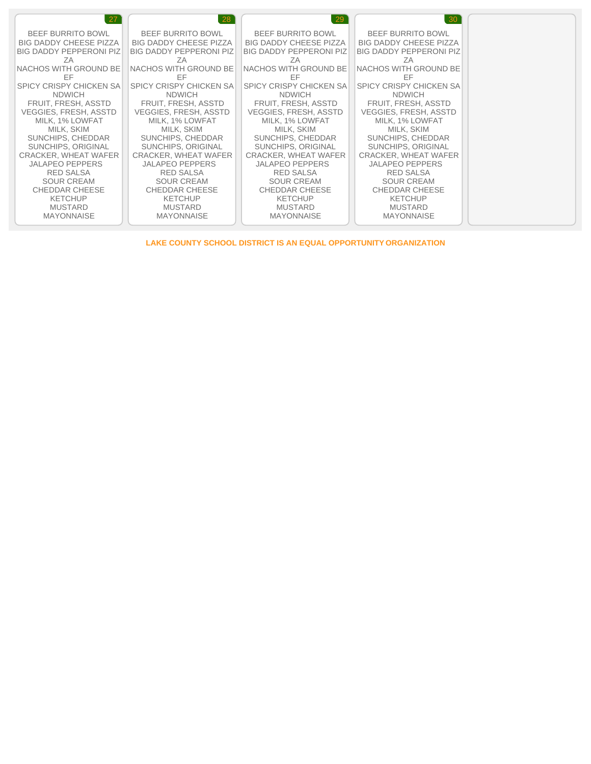| 27 | 28 | 29 | 30 | |
|---|---|---|---|---|
| BEEF BURRITO BOWL<br>BIG DADDY CHEESE PIZZA<br>BIG DADDY PEPPERONI PIZZA<br>NACHOS WITH GROUND BEEF<br>SPICY CRISPY CHICKEN SANDWICH<br>FRUIT, FRESH, ASSTD<br>VEGGIES, FRESH, ASSTD<br>MILK, 1% LOWFAT<br>MILK, SKIM<br>SUNCHIPS, CHEDDAR<br>SUNCHIPS, ORIGINAL<br>CRACKER, WHEAT WAFER<br>JALAPEO PEPPERS<br>RED SALSA<br>SOUR CREAM<br>CHEDDAR CHEESE<br>KETCHUP<br>MUSTARD<br>MAYONNAISE | BEEF BURRITO BOWL<br>BIG DADDY CHEESE PIZZA<br>BIG DADDY PEPPERONI PIZZA<br>NACHOS WITH GROUND BEEF<br>SPICY CRISPY CHICKEN SANDWICH<br>FRUIT, FRESH, ASSTD<br>VEGGIES, FRESH, ASSTD<br>MILK, 1% LOWFAT<br>MILK, SKIM<br>SUNCHIPS, CHEDDAR<br>SUNCHIPS, ORIGINAL<br>CRACKER, WHEAT WAFER<br>JALAPEO PEPPERS<br>RED SALSA<br>SOUR CREAM<br>CHEDDAR CHEESE<br>KETCHUP<br>MUSTARD<br>MAYONNAISE | BEEF BURRITO BOWL<br>BIG DADDY CHEESE PIZZA<br>BIG DADDY PEPPERONI PIZZA<br>NACHOS WITH GROUND BEEF<br>SPICY CRISPY CHICKEN SANDWICH<br>FRUIT, FRESH, ASSTD<br>VEGGIES, FRESH, ASSTD<br>MILK, 1% LOWFAT<br>MILK, SKIM<br>SUNCHIPS, CHEDDAR<br>SUNCHIPS, ORIGINAL<br>CRACKER, WHEAT WAFER<br>JALAPEO PEPPERS<br>RED SALSA<br>SOUR CREAM<br>CHEDDAR CHEESE<br>KETCHUP<br>MUSTARD<br>MAYONNAISE | BEEF BURRITO BOWL<br>BIG DADDY CHEESE PIZZA<br>BIG DADDY PEPPERONI PIZZA<br>NACHOS WITH GROUND BEEF<br>SPICY CRISPY CHICKEN SANDWICH<br>FRUIT, FRESH, ASSTD<br>VEGGIES, FRESH, ASSTD<br>MILK, 1% LOWFAT<br>MILK, SKIM<br>SUNCHIPS, CHEDDAR<br>SUNCHIPS, ORIGINAL<br>CRACKER, WHEAT WAFER<br>JALAPEO PEPPERS<br>RED SALSA<br>SOUR CREAM<br>CHEDDAR CHEESE<br>KETCHUP<br>MUSTARD<br>MAYONNAISE | |

**LAKE COUNTY SCHOOL DISTRICT IS AN EQUAL OPPORTUNITY ORGANIZATION**